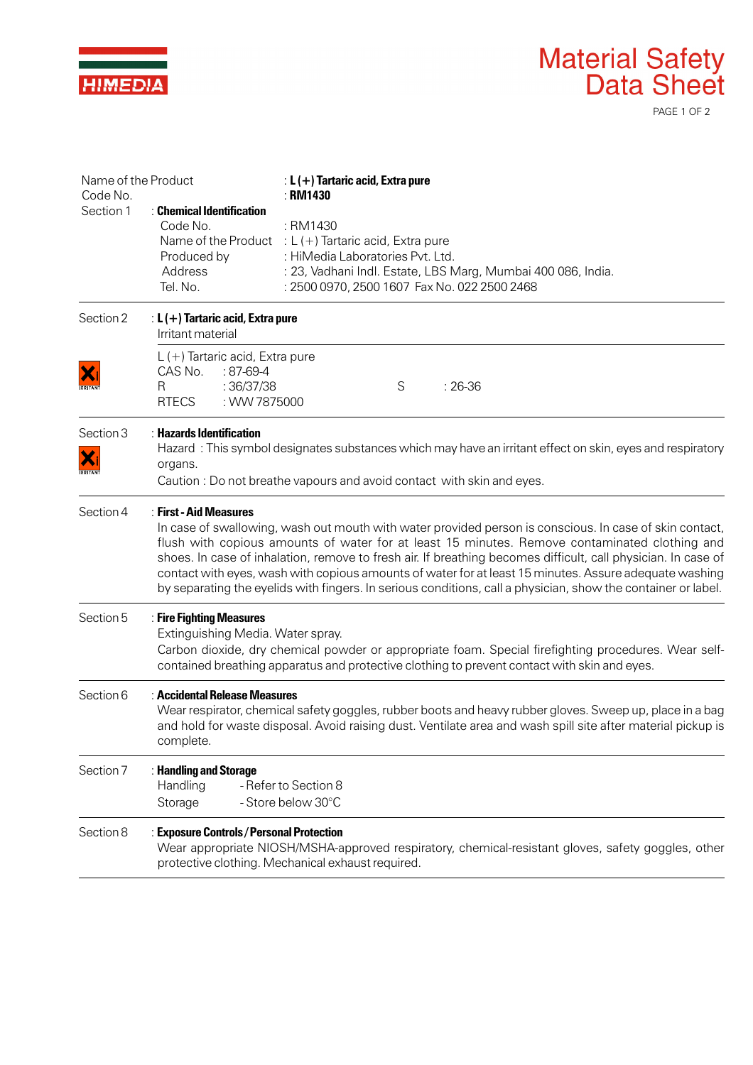HIMEDIA

# Material Safety Data Sheet

Name of the Product : **L (+) Tartaric acid, Extra pure**
Code No. : **RM1430**

Section 1 : **Chemical Identification**

Code No. : RM1430
Name of the Product : L (+) Tartaric acid, Extra pure
Produced by : HiMedia Laboratories Pvt. Ltd.
Address : 23, Vadhani Indl. Estate, LBS Marg, Mumbai 400 086, India.
Tel. No. : 2500 0970, 2500 1607 Fax No. 022 2500 2468

---

Section 2 : **L (+) Tartaric acid, Extra pure**
Irritant material

IRRITANT

L (+) Tartaric acid, Extra pure
CAS No. : 87-69-4
R : 36/37/38 S : 26-36
RTECS : WW 7875000

---

Section 3 : **Hazards Identification**

IRRITANT

Hazard : This symbol designates substances which may have an irritant effect on skin, eyes and respiratory organs.
Caution : Do not breathe vapours and avoid contact with skin and eyes.

---

Section 4 : **First - Aid Measures**

In case of swallowing, wash out mouth with water provided person is conscious. In case of skin contact, flush with copious amounts of water for at least 15 minutes. Remove contaminated clothing and shoes. In case of inhalation, remove to fresh air. If breathing becomes difficult, call physician. In case of contact with eyes, wash with copious amounts of water for at least 15 minutes. Assure adequate washing by separating the eyelids with fingers. In serious conditions, call a physician, show the container or label.

---

Section 5 : **Fire Fighting Measures**

Extinguishing Media. Water spray.
Carbon dioxide, dry chemical powder or appropriate foam. Special firefighting procedures. Wear self-contained breathing apparatus and protective clothing to prevent contact with skin and eyes.

---

Section 6 : **Accidental Release Measures**

Wear respirator, chemical safety goggles, rubber boots and heavy rubber gloves. Sweep up, place in a bag and hold for waste disposal. Avoid raising dust. Ventilate area and wash spill site after material pickup is complete.

---

Section 7 : **Handling and Storage**

Handling - Refer to Section 8
Storage - Store below 30°C

---

Section 8 : **Exposure Controls / Personal Protection**

Wear appropriate NIOSH/MSHA-approved respiratory, chemical-resistant gloves, safety goggles, other protective clothing. Mechanical exhaust required.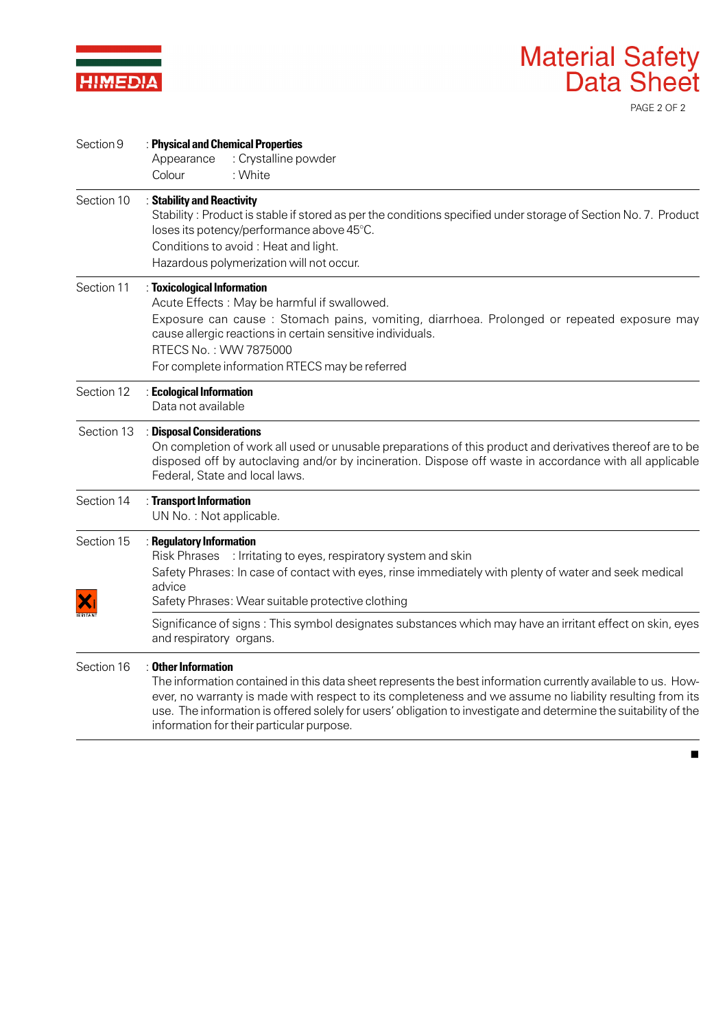| | |
|---|---|
| Section 9 | : **Physical and Chemical Properties**<br>Appearance : Crystalline powder<br>Colour : White |
| Section 10 | : **Stability and Reactivity**<br>Stability : Product is stable if stored as per the conditions specified under storage of Section No. 7. Product loses its potency/performance above 45°C.<br>Conditions to avoid : Heat and light.<br>Hazardous polymerization will not occur. |
| Section 11 | : **Toxicological Information**<br>Acute Effects : May be harmful if swallowed.<br>Exposure can cause : Stomach pains, vomiting, diarrhoea. Prolonged or repeated exposure may cause allergic reactions in certain sensitive individuals.<br>RTECS No. : WW 7875000<br>For complete information RTECS may be referred |
| Section 12 | : **Ecological Information**<br>Data not available |
| Section 13 | : **Disposal Considerations**<br>On completion of work all used or unusable preparations of this product and derivatives thereof are to be disposed off by autoclaving and/or by incineration. Dispose off waste in accordance with all applicable Federal, State and local laws. |
| Section 14 | : **Transport Information**<br>UN No. : Not applicable. |
| Section 15<br><br>Xi<br>IRRITANT | : **Regulatory Information**<br>Risk Phrases : Irritating to eyes, respiratory system and skin<br>Safety Phrases: In case of contact with eyes, rinse immediately with plenty of water and seek medical advice<br>Safety Phrases: Wear suitable protective clothing<br><br>Significance of signs : This symbol designates substances which may have an irritant effect on skin, eyes and respiratory organs. |
| Section 16 | : **Other Information**<br>The information contained in this data sheet represents the best information currently available to us. However, no warranty is made with respect to its completeness and we assume no liability resulting from its use. The information is offered solely for users' obligation to investigate and determine the suitability of the information for their particular purpose. |